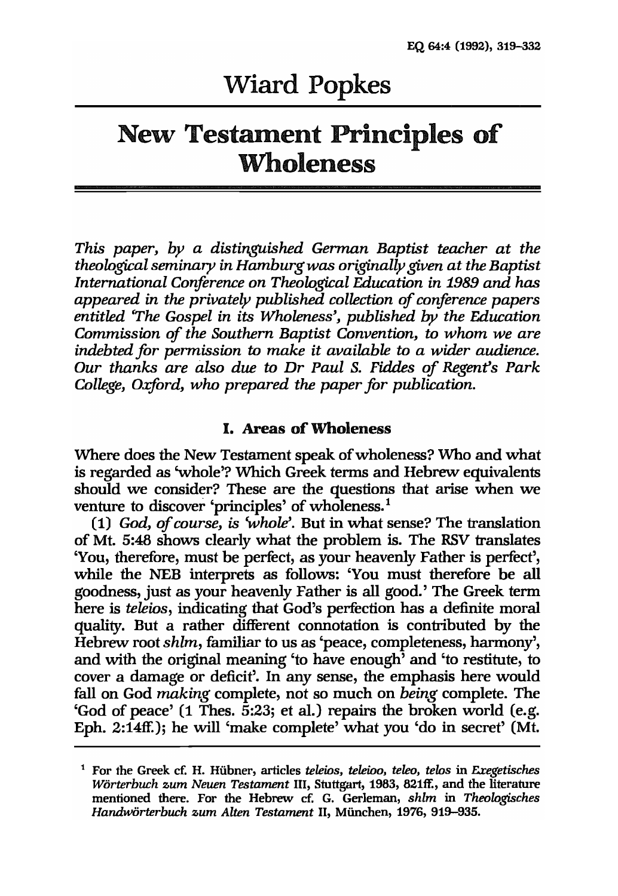# Wiard Popkes

## New Testament Principles of Wholeness

*This paper, by a distinguished German Baptist teacher at the theological seminary in Hamburg was originally given at the Baptist International Conference on Theological Education in 1989 and has appeared in the privately published collection of conference papers entitled 'The Gospel in its Wholeness', published by the Education Commission of the Southern Baptist Convention, to whom we are indebted for permission to make it available to a wider audience. Our thanks are also due to Dr Paul S. Fiddes of Regent's Park College, Oxford, who prepared the paper for publication.*

### I. Areas of Wholeness

Where does the New Testament speak of wholeness? Who and what is regarded as 'whole'? Which Greek terms and Hebrew equivalents should we consider? These are the questions that arise when we venture to discover 'principles' of wholeness.[1]

(1) *God, of course, is 'whole'.* But in what sense? The translation of Mt. 5:48 shows clearly what the problem is. The RSV translates 'You, therefore, must be perfect, as your heavenly Father is perfect', while the NEB interprets as follows: 'You must therefore be all goodness, just as your heavenly Father is all good.' The Greek term here is *teleios*, indicating that God's perfection has a definite moral quality. But a rather different connotation is contributed by the Hebrew root *shlm*, familiar to us as 'peace, completeness, harmony', and with the original meaning 'to have enough' and 'to restitute, to cover a damage or deficit'. In any sense, the emphasis here would fall on God *making* complete, not so much on *being* complete. The 'God of peace' (1 Thes. 5:23; et al.) repairs the broken world (e.g. Eph. 2:14ff.); he will 'make complete' what you 'do in secret' (Mt.

---

[1] For the Greek cf. H. Hübner, articles *teleios, teleioo, teleo, telos* in *Exegetisches Wörterbuch zum Neuen Testament* III, Stuttgart, 1983, 821ff., and the literature mentioned there. For the Hebrew cf. G. Gerleman, *shlm* in *Theologisches Handwörterbuch zum Alten Testament* II, München, 1976, 919–935.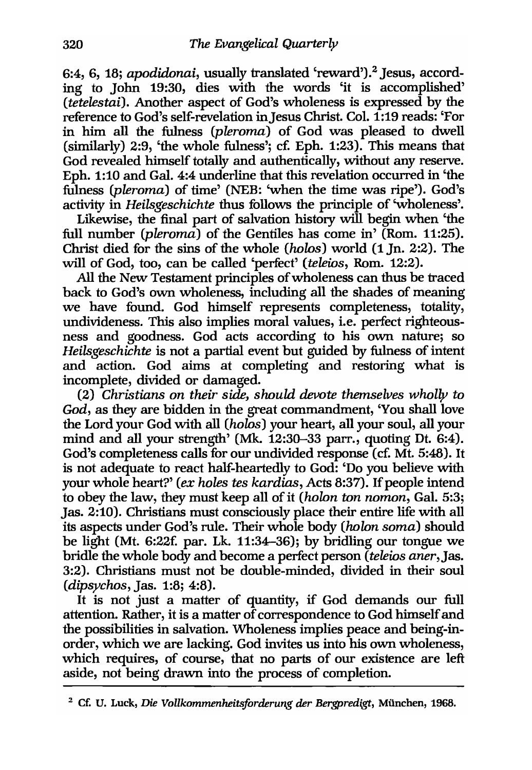6:4, 6, 18; *apodidonai*, usually translated 'reward').[2] Jesus, according to John 19:30, dies with the words 'it is accomplished' (*tetelestai*). Another aspect of God's wholeness is expressed by the reference to God's self-revelation in Jesus Christ. Col. 1:19 reads: 'For in him all the fulness (*pleroma*) of God was pleased to dwell (similarly) 2:9, 'the whole fulness'; cf. Eph. 1:23). This means that God revealed himself totally and authentically, without any reserve. Eph. 1:10 and Gal. 4:4 underline that this revelation occurred in 'the fulness (*pleroma*) of time' (NEB: 'when the time was ripe'). God's activity in *Heilsgeschichte* thus follows the principle of 'wholeness'.

Likewise, the final part of salvation history will begin when 'the full number (*pleroma*) of the Gentiles has come in' (Rom. 11:25). Christ died for the sins of the whole (*holos*) world (1 Jn. 2:2). The will of God, too, can be called 'perfect' (*teleios*, Rom. 12:2).

All the New Testament principles of wholeness can thus be traced back to God's own wholeness, including all the shades of meaning we have found. God himself represents completeness, totality, undivideness. This also implies moral values, i.e. perfect righteousness and goodness. God acts according to his own nature; so *Heilsgeschichte* is not a partial event but guided by fulness of intent and action. God aims at completing and restoring what is incomplete, divided or damaged.

(2) *Christians on their side, should devote themselves wholly to God*, as they are bidden in the great commandment, 'You shall love the Lord your God with all (*holos*) your heart, all your soul, all your mind and all your strength' (Mk. 12:30–33 parr., quoting Dt. 6:4). God's completeness calls for our undivided response (cf. Mt. 5:48). It is not adequate to react half-heartedly to God: 'Do you believe with your whole heart?' (*ex holes tes kardias*, Acts 8:37). If people intend to obey the law, they must keep all of it (*holon ton nomon*, Gal. 5:3; Jas. 2:10). Christians must consciously place their entire life with all its aspects under God's rule. Their whole body (*holon soma*) should be light (Mt. 6:22f. par. Lk. 11:34–36); by bridling our tongue we bridle the whole body and become a perfect person (*teleios aner*, Jas. 3:2). Christians must not be double-minded, divided in their soul (*dipsychos*, Jas. 1:8; 4:8).

It is not just a matter of quantity, if God demands our full attention. Rather, it is a matter of correspondence to God himself and the possibilities in salvation. Wholeness implies peace and being-in-order, which we are lacking. God invites us into his own wholeness, which requires, of course, that no parts of our existence are left aside, not being drawn into the process of completion.

---

[2] Cf. U. Luck, *Die Vollkommenheitsforderung der Bergpredigt*, München, 1968.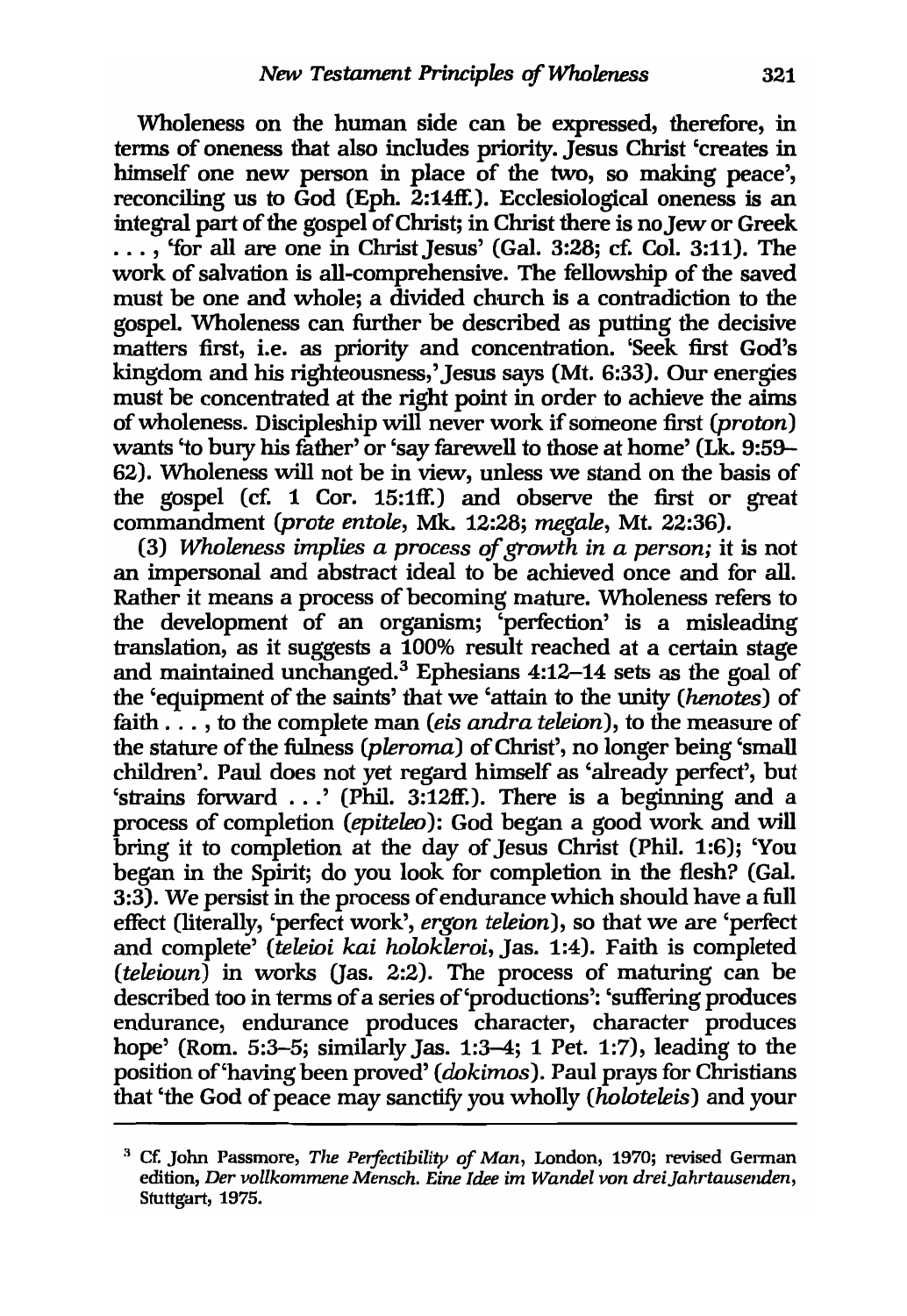Wholeness on the human side can be expressed, therefore, in terms of oneness that also includes priority. Jesus Christ 'creates in himself one new person in place of the two, so making peace', reconciling us to God (Eph. 2:14ff.). Ecclesiological oneness is an integral part of the gospel of Christ; in Christ there is no Jew or Greek . . . , 'for all are one in Christ Jesus' (Gal. 3:28; cf. Col. 3:11). The work of salvation is all-comprehensive. The fellowship of the saved must be one and whole; a divided church is a contradiction to the gospel. Wholeness can further be described as putting the decisive matters first, i.e. as priority and concentration. 'Seek first God's kingdom and his righteousness,' Jesus says (Mt. 6:33). Our energies must be concentrated at the right point in order to achieve the aims of wholeness. Discipleship will never work if someone first (*proton*) wants 'to bury his father' or 'say farewell to those at home' (Lk. 9:59–62). Wholeness will not be in view, unless we stand on the basis of the gospel (cf. 1 Cor. 15:1ff.) and observe the first or great commandment (*prote entole*, Mk. 12:28; *megale*, Mt. 22:36).

(3) *Wholeness implies a process of growth in a person;* it is not an impersonal and abstract ideal to be achieved once and for all. Rather it means a process of becoming mature. Wholeness refers to the development of an organism; 'perfection' is a misleading translation, as it suggests a 100% result reached at a certain stage and maintained unchanged.[3] Ephesians 4:12–14 sets as the goal of the 'equipment of the saints' that we 'attain to the unity (*henotes*) of faith . . . , to the complete man (*eis andra teleion*), to the measure of the stature of the fulness (*pleroma*) of Christ', no longer being 'small children'. Paul does not yet regard himself as 'already perfect', but 'strains forward . . .' (Phil. 3:12ff.). There is a beginning and a process of completion (*epiteleo*): God began a good work and will bring it to completion at the day of Jesus Christ (Phil. 1:6); 'You began in the Spirit; do you look for completion in the flesh? (Gal. 3:3). We persist in the process of endurance which should have a full effect (literally, 'perfect work', *ergon teleion*), so that we are 'perfect and complete' (*teleioi kai holokleroi*, Jas. 1:4). Faith is completed (*teleioun*) in works (Jas. 2:2). The process of maturing can be described too in terms of a series of 'productions': 'suffering produces endurance, endurance produces character, character produces hope' (Rom. 5:3–5; similarly Jas. 1:3–4; 1 Pet. 1:7), leading to the position of 'having been proved' (*dokimos*). Paul prays for Christians that 'the God of peace may sanctify you wholly (*holoteleis*) and your

---

[3] Cf. John Passmore, *The Perfectibility of Man*, London, 1970; revised German edition, *Der vollkommene Mensch. Eine Idee im Wandel von drei Jahrtausenden*, Stuttgart, 1975.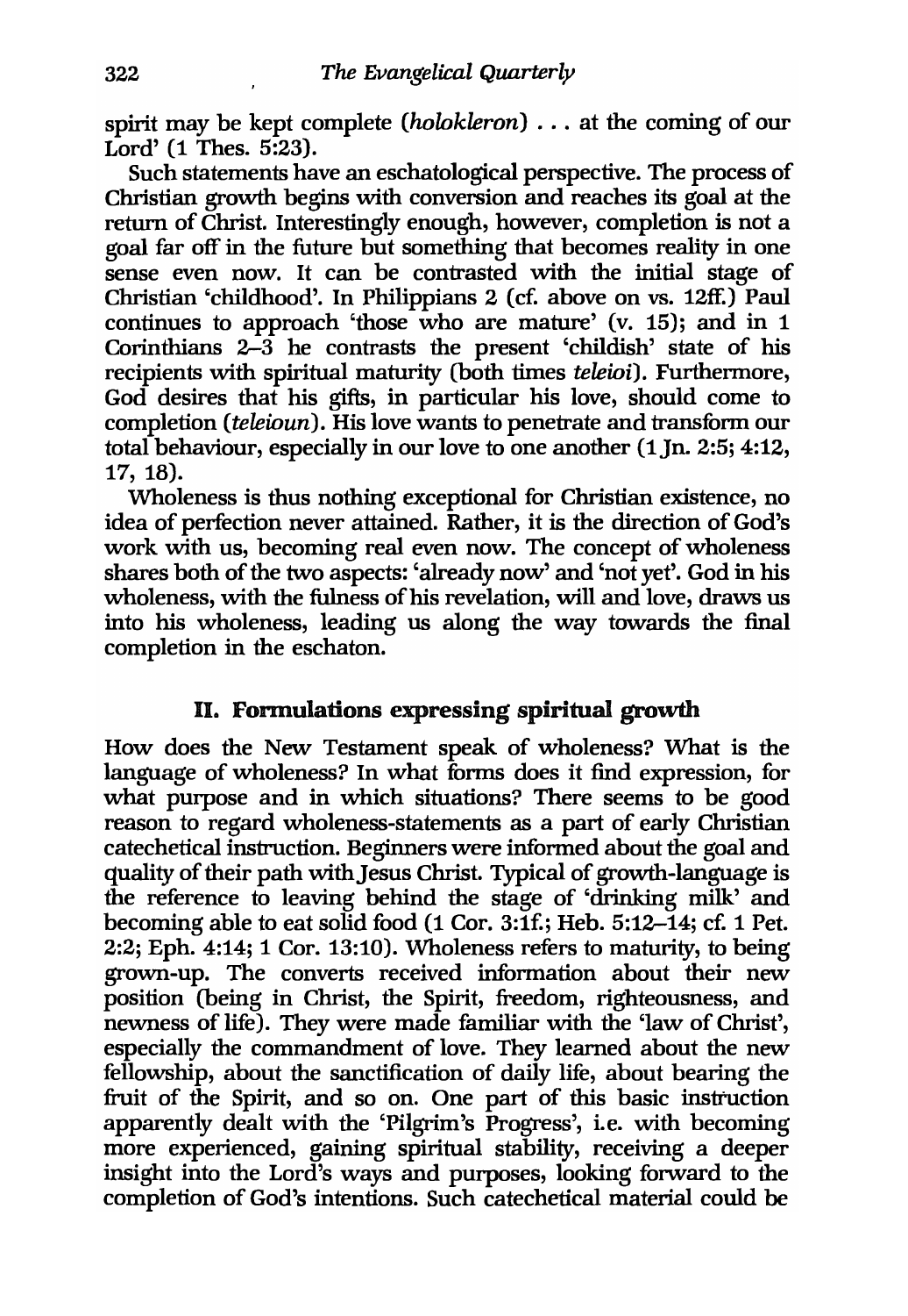spirit may be kept complete (*holokleron*) . . . at the coming of our Lord' (1 Thes. 5:23).

Such statements have an eschatological perspective. The process of Christian growth begins with conversion and reaches its goal at the return of Christ. Interestingly enough, however, completion is not a goal far off in the future but something that becomes reality in one sense even now. It can be contrasted with the initial stage of Christian 'childhood'. In Philippians 2 (cf. above on vs. 12ff.) Paul continues to approach 'those who are mature' (v. 15); and in 1 Corinthians 2–3 he contrasts the present 'childish' state of his recipients with spiritual maturity (both times *teleioi*). Furthermore, God desires that his gifts, in particular his love, should come to completion (*teleioun*). His love wants to penetrate and transform our total behaviour, especially in our love to one another (1 Jn. 2:5; 4:12, 17, 18).

Wholeness is thus nothing exceptional for Christian existence, no idea of perfection never attained. Rather, it is the direction of God's work with us, becoming real even now. The concept of wholeness shares both of the two aspects: 'already now' and 'not yet'. God in his wholeness, with the fulness of his revelation, will and love, draws us into his wholeness, leading us along the way towards the final completion in the eschaton.

## II. Formulations expressing spiritual growth

How does the New Testament speak of wholeness? What is the language of wholeness? In what forms does it find expression, for what purpose and in which situations? There seems to be good reason to regard wholeness-statements as a part of early Christian catechetical instruction. Beginners were informed about the goal and quality of their path with Jesus Christ. Typical of growth-language is the reference to leaving behind the stage of 'drinking milk' and becoming able to eat solid food (1 Cor. 3:1f.; Heb. 5:12–14; cf. 1 Pet. 2:2; Eph. 4:14; 1 Cor. 13:10). Wholeness refers to maturity, to being grown-up. The converts received information about their new position (being in Christ, the Spirit, freedom, righteousness, and newness of life). They were made familiar with the 'law of Christ', especially the commandment of love. They learned about the new fellowship, about the sanctification of daily life, about bearing the fruit of the Spirit, and so on. One part of this basic instruction apparently dealt with the 'Pilgrim's Progress', i.e. with becoming more experienced, gaining spiritual stability, receiving a deeper insight into the Lord's ways and purposes, looking forward to the completion of God's intentions. Such catechetical material could be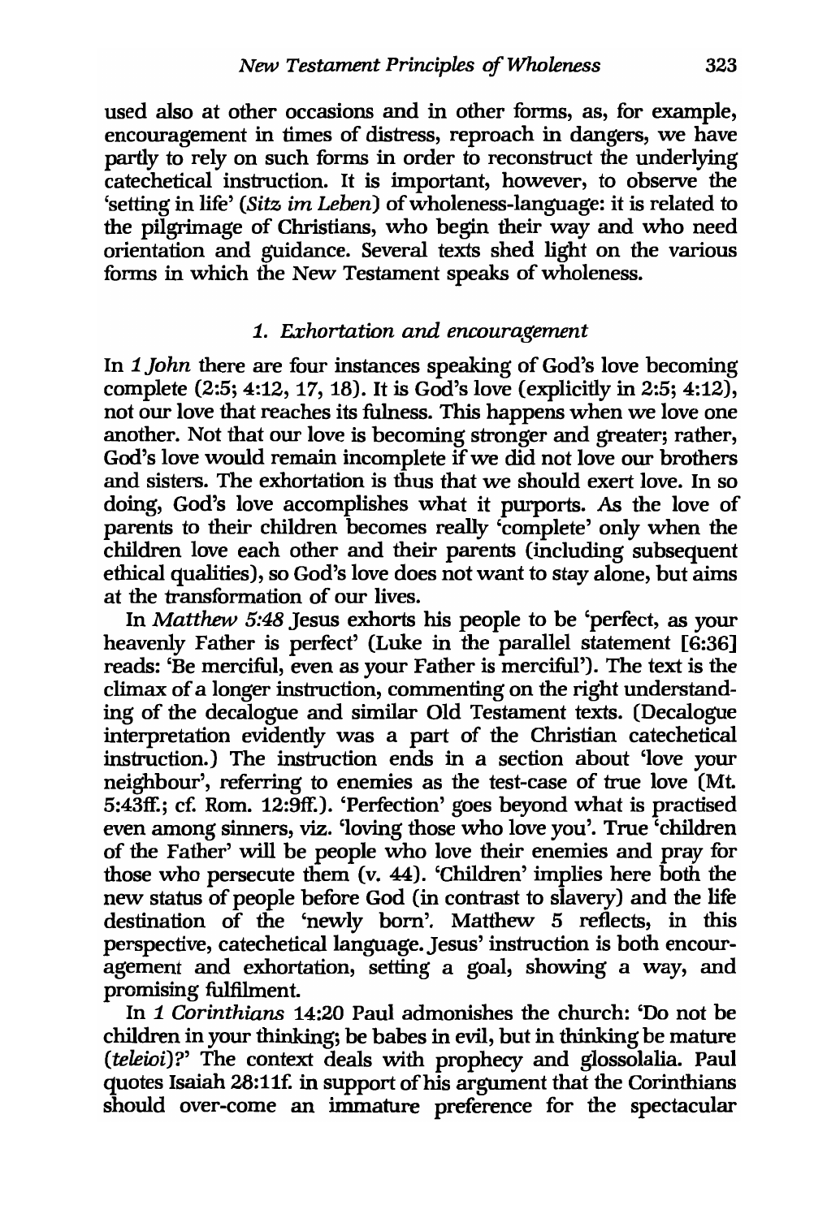used also at other occasions and in other forms, as, for example, encouragement in times of distress, reproach in dangers, we have partly to rely on such forms in order to reconstruct the underlying catechetical instruction. It is important, however, to observe the 'setting in life' (*Sitz im Leben*) of wholeness-language: it is related to the pilgrimage of Christians, who begin their way and who need orientation and guidance. Several texts shed light on the various forms in which the New Testament speaks of wholeness.

### *1. Exhortation and encouragement*

In *1 John* there are four instances speaking of God's love becoming complete (2:5; 4:12, 17, 18). It is God's love (explicitly in 2:5; 4:12), not our love that reaches its fulness. This happens when we love one another. Not that our love is becoming stronger and greater; rather, God's love would remain incomplete if we did not love our brothers and sisters. The exhortation is thus that we should exert love. In so doing, God's love accomplishes what it purports. As the love of parents to their children becomes really 'complete' only when the children love each other and their parents (including subsequent ethical qualities), so God's love does not want to stay alone, but aims at the transformation of our lives.

In *Matthew 5:48* Jesus exhorts his people to be 'perfect, as your heavenly Father is perfect' (Luke in the parallel statement [6:36] reads: 'Be merciful, even as your Father is merciful'). The text is the climax of a longer instruction, commenting on the right understanding of the decalogue and similar Old Testament texts. (Decalogue interpretation evidently was a part of the Christian catechetical instruction.) The instruction ends in a section about 'love your neighbour', referring to enemies as the test-case of true love (Mt. 5:43ff.; cf. Rom. 12:9ff.). 'Perfection' goes beyond what is practised even among sinners, viz. 'loving those who love you'. True 'children of the Father' will be people who love their enemies and pray for those who persecute them (v. 44). 'Children' implies here both the new status of people before God (in contrast to slavery) and the life destination of the 'newly born'. Matthew 5 reflects, in this perspective, catechetical language. Jesus' instruction is both encouragement and exhortation, setting a goal, showing a way, and promising fulfilment.

In *1 Corinthians* 14:20 Paul admonishes the church: 'Do not be children in your thinking; be babes in evil, but in thinking be mature (*teleioi*)?' The context deals with prophecy and glossolalia. Paul quotes Isaiah 28:11f. in support of his argument that the Corinthians should over-come an immature preference for the spectacular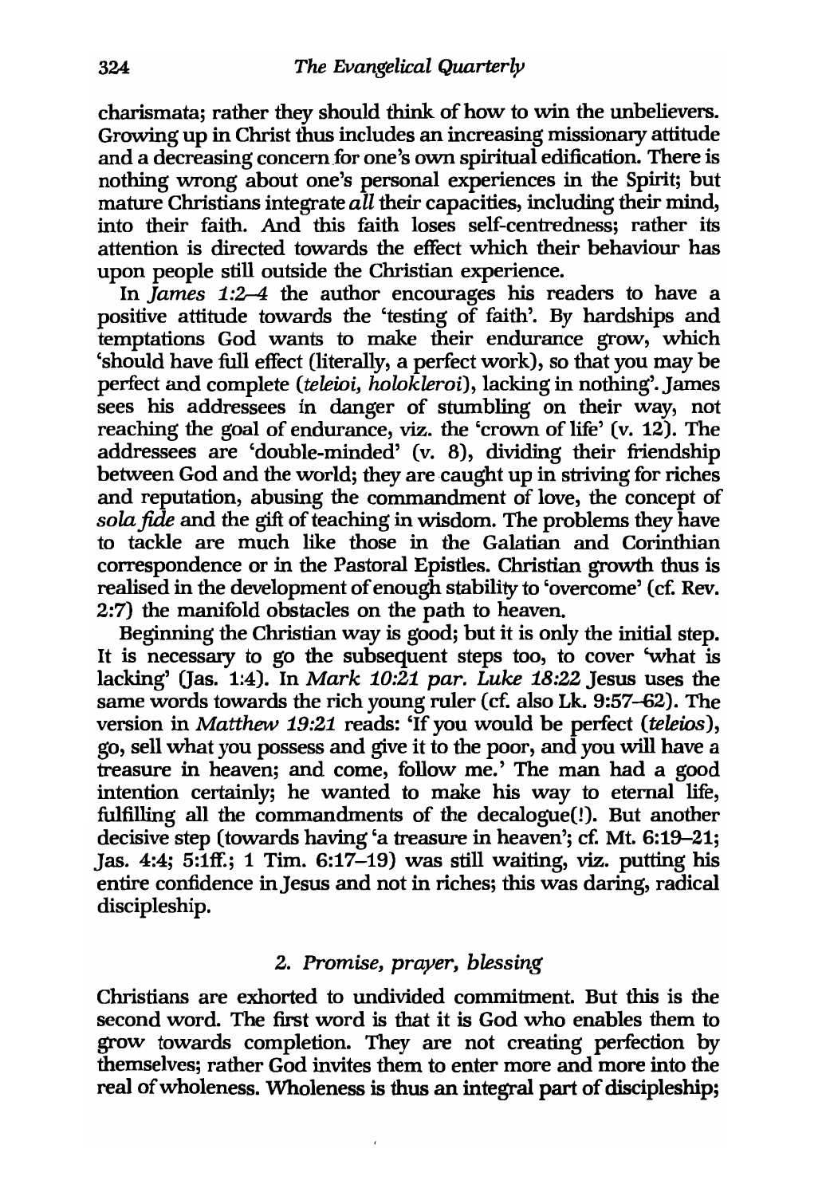charismata; rather they should think of how to win the unbelievers. Growing up in Christ thus includes an increasing missionary attitude and a decreasing concern for one's own spiritual edification. There is nothing wrong about one's personal experiences in the Spirit; but mature Christians integrate *all* their capacities, including their mind, into their faith. And this faith loses self-centredness; rather its attention is directed towards the effect which their behaviour has upon people still outside the Christian experience.

In *James 1:2–4* the author encourages his readers to have a positive attitude towards the 'testing of faith'. By hardships and temptations God wants to make their endurance grow, which 'should have full effect (literally, a perfect work), so that you may be perfect and complete (*teleioi, holokleroi*), lacking in nothing'. James sees his addressees in danger of stumbling on their way, not reaching the goal of endurance, viz. the 'crown of life' (v. 12). The addressees are 'double-minded' (v. 8), dividing their friendship between God and the world; they are caught up in striving for riches and reputation, abusing the commandment of love, the concept of *sola fide* and the gift of teaching in wisdom. The problems they have to tackle are much like those in the Galatian and Corinthian correspondence or in the Pastoral Epistles. Christian growth thus is realised in the development of enough stability to 'overcome' (cf. Rev. 2:7) the manifold obstacles on the path to heaven.

Beginning the Christian way is good; but it is only the initial step. It is necessary to go the subsequent steps too, to cover 'what is lacking' (Jas. 1:4). In *Mark 10:21 par. Luke 18:22* Jesus uses the same words towards the rich young ruler (cf. also Lk. 9:57–62). The version in *Matthew 19:21* reads: 'If you would be perfect (*teleios*), go, sell what you possess and give it to the poor, and you will have a treasure in heaven; and come, follow me.' The man had a good intention certainly; he wanted to make his way to eternal life, fulfilling all the commandments of the decalogue(!). But another decisive step (towards having 'a treasure in heaven'; cf. Mt. 6:19–21; Jas. 4:4; 5:1ff.; 1 Tim. 6:17–19) was still waiting, viz. putting his entire confidence in Jesus and not in riches; this was daring, radical discipleship.

### 2. *Promise, prayer, blessing*

Christians are exhorted to undivided commitment. But this is the second word. The first word is that it is God who enables them to grow towards completion. They are not creating perfection by themselves; rather God invites them to enter more and more into the real of wholeness. Wholeness is thus an integral part of discipleship;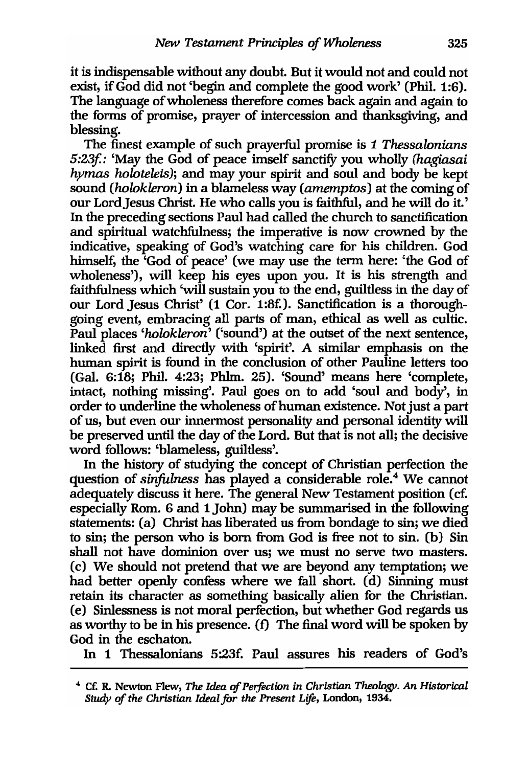it is indispensable without any doubt. But it would not and could not exist, if God did not 'begin and complete the good work' (Phil. 1:6). The language of wholeness therefore comes back again and again to the forms of promise, prayer of intercession and thanksgiving, and blessing.

The finest example of such prayerful promise is *1 Thessalonians 5:23f.*: 'May the God of peace imself sanctify you wholly (*hagiasai hymas holoteleis*); and may your spirit and soul and body be kept sound (*holokleron*) in a blameless way (*amemptos*) at the coming of our Lord Jesus Christ. He who calls you is faithful, and he will do it.' In the preceding sections Paul had called the church to sanctification and spiritual watchfulness; the imperative is now crowned by the indicative, speaking of God's watching care for his children. God himself, the 'God of peace' (we may use the term here: 'the God of wholeness'), will keep his eyes upon you. It is his strength and faithfulness which 'will sustain you to the end, guiltless in the day of our Lord Jesus Christ' (1 Cor. 1:8f.). Sanctification is a thoroughgoing event, embracing all parts of man, ethical as well as cultic. Paul places '*holokleron*' ('sound') at the outset of the next sentence, linked first and directly with 'spirit'. A similar emphasis on the human spirit is found in the conclusion of other Pauline letters too (Gal. 6:18; Phil. 4:23; Phlm. 25). 'Sound' means here 'complete, intact, nothing missing'. Paul goes on to add 'soul and body', in order to underline the wholeness of human existence. Not just a part of us, but even our innermost personality and personal identity will be preserved until the day of the Lord. But that is not all; the decisive word follows: 'blameless, guiltless'.

In the history of studying the concept of Christian perfection the question of *sinfulness* has played a considerable role.[4] We cannot adequately discuss it here. The general New Testament position (cf. especially Rom. 6 and 1 John) may be summarised in the following statements: (a) Christ has liberated us from bondage to sin; we died to sin; the person who is born from God is free not to sin. (b) Sin shall not have dominion over us; we must no serve two masters. (c) We should not pretend that we are beyond any temptation; we had better openly confess where we fall short. (d) Sinning must retain its character as something basically alien for the Christian. (e) Sinlessness is not moral perfection, but whether God regards us as worthy to be in his presence. (f) The final word will be spoken by God in the eschaton.

In 1 Thessalonians 5:23f. Paul assures his readers of God's

---

[4] Cf. R. Newton Flew, *The Idea of Perfection in Christian Theology. An Historical Study of the Christian Ideal for the Present Life*, London, 1934.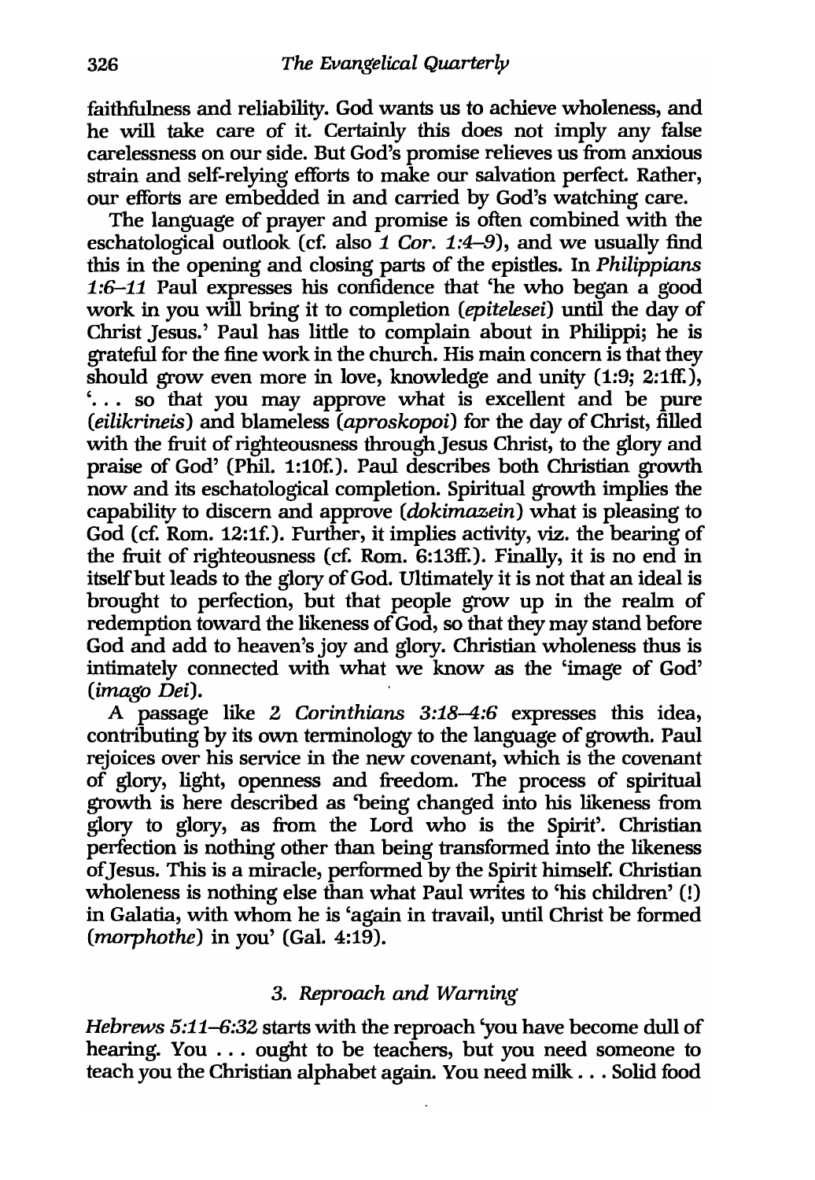faithfulness and reliability. God wants us to achieve wholeness, and he will take care of it. Certainly this does not imply any false carelessness on our side. But God's promise relieves us from anxious strain and self-relying efforts to make our salvation perfect. Rather, our efforts are embedded in and carried by God's watching care.

The language of prayer and promise is often combined with the eschatological outlook (cf. also *1 Cor. 1:4–9*), and we usually find this in the opening and closing parts of the epistles. In *Philippians 1:6–11* Paul expresses his confidence that 'he who began a good work in you will bring it to completion (*epitelesei*) until the day of Christ Jesus.' Paul has little to complain about in Philippi; he is grateful for the fine work in the church. His main concern is that they should grow even more in love, knowledge and unity (1:9; 2:1ff.), '. . . so that you may approve what is excellent and be pure (*eilikrineis*) and blameless (*aproskopoi*) for the day of Christ, filled with the fruit of righteousness through Jesus Christ, to the glory and praise of God' (Phil. 1:10f.). Paul describes both Christian growth now and its eschatological completion. Spiritual growth implies the capability to discern and approve (*dokimazein*) what is pleasing to God (cf. Rom. 12:1f.). Further, it implies activity, viz. the bearing of the fruit of righteousness (cf. Rom. 6:13ff.). Finally, it is no end in itself but leads to the glory of God. Ultimately it is not that an ideal is brought to perfection, but that people grow up in the realm of redemption toward the likeness of God, so that they may stand before God and add to heaven's joy and glory. Christian wholeness thus is intimately connected with what we know as the 'image of God' (*imago Dei*).

A passage like *2 Corinthians 3:18–4:6* expresses this idea, contributing by its own terminology to the language of growth. Paul rejoices over his service in the new covenant, which is the covenant of glory, light, openness and freedom. The process of spiritual growth is here described as 'being changed into his likeness from glory to glory, as from the Lord who is the Spirit'. Christian perfection is nothing other than being transformed into the likeness of Jesus. This is a miracle, performed by the Spirit himself. Christian wholeness is nothing else than what Paul writes to 'his children' (!) in Galatia, with whom he is 'again in travail, until Christ be formed (*morphothe*) in you' (Gal. 4:19).

### 3. *Reproach and Warning*

*Hebrews 5:11–6:32* starts with the reproach 'you have become dull of hearing. You . . . ought to be teachers, but you need someone to teach you the Christian alphabet again. You need milk . . . Solid food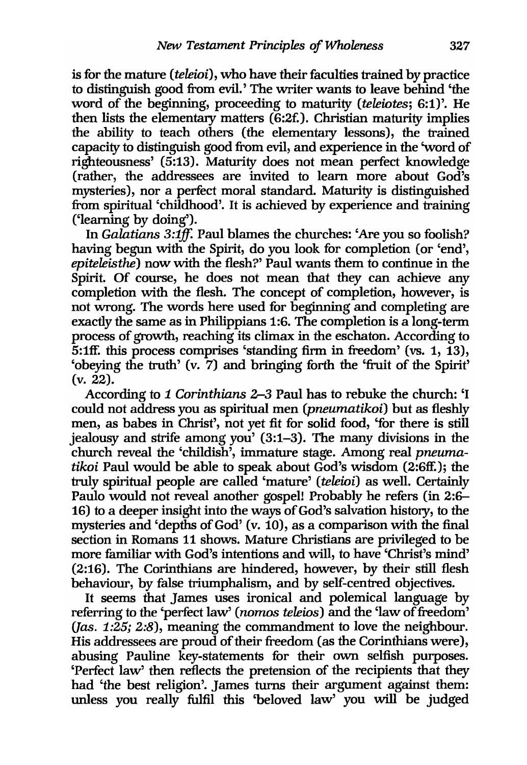is for the mature (*teleioi*), who have their faculties trained by practice to distinguish good from evil.' The writer wants to leave behind 'the word of the beginning, proceeding to maturity (*teleiotes*; 6:1)'. He then lists the elementary matters (6:2f.). Christian maturity implies the ability to teach others (the elementary lessons), the trained capacity to distinguish good from evil, and experience in the 'word of righteousness' (5:13). Maturity does not mean perfect knowledge (rather, the addressees are invited to learn more about God's mysteries), nor a perfect moral standard. Maturity is distinguished from spiritual 'childhood'. It is achieved by experience and training ('learning by doing').

In *Galatians 3:1ff.* Paul blames the churches: 'Are you so foolish? having begun with the Spirit, do you look for completion (or 'end', *epiteleisthe*) now with the flesh?' Paul wants them to continue in the Spirit. Of course, he does not mean that they can achieve any completion with the flesh. The concept of completion, however, is not wrong. The words here used for beginning and completing are exactly the same as in Philippians 1:6. The completion is a long-term process of growth, reaching its climax in the eschaton. According to 5:1ff. this process comprises 'standing firm in freedom' (vs. 1, 13), 'obeying the truth' (v. 7) and bringing forth the 'fruit of the Spirit' (v. 22).

According to *1 Corinthians 2–3* Paul has to rebuke the church: 'I could not address you as spiritual men (*pneumatikoi*) but as fleshly men, as babes in Christ', not yet fit for solid food, 'for there is still jealousy and strife among you' (3:1–3). The many divisions in the church reveal the 'childish', immature stage. Among real *pneumatikoi* Paul would be able to speak about God's wisdom (2:6ff.); the truly spiritual people are called 'mature' (*teleioi*) as well. Certainly Paulo would not reveal another gospel! Probably he refers (in 2:6–16) to a deeper insight into the ways of God's salvation history, to the mysteries and 'depths of God' (v. 10), as a comparison with the final section in Romans 11 shows. Mature Christians are privileged to be more familiar with God's intentions and will, to have 'Christ's mind' (2:16). The Corinthians are hindered, however, by their still flesh behaviour, by false triumphalism, and by self-centred objectives.

It seems that James uses ironical and polemical language by referring to the 'perfect law' (*nomos teleios*) and the 'law of freedom' (*Jas. 1:25; 2:8*), meaning the commandment to love the neighbour. His addressees are proud of their freedom (as the Corinthians were), abusing Pauline key-statements for their own selfish purposes. 'Perfect law' then reflects the pretension of the recipients that they had 'the best religion'. James turns their argument against them: unless you really fulfil this 'beloved law' you will be judged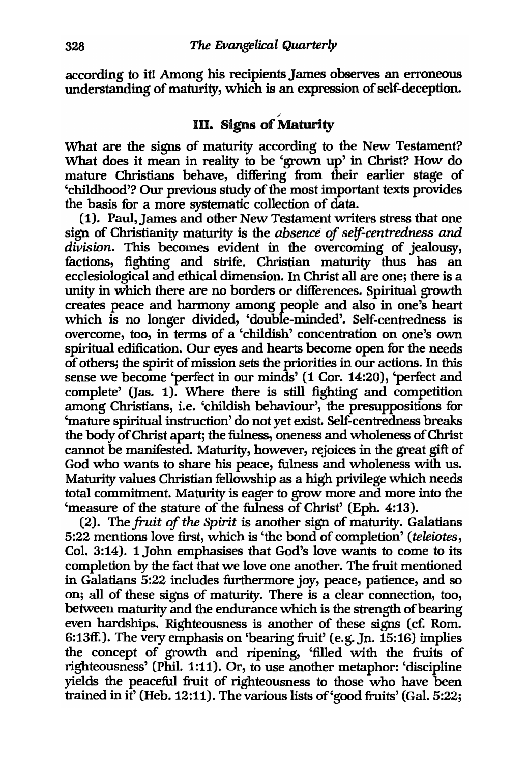according to it! Among his recipients James observes an erroneous understanding of maturity, which is an expression of self-deception.

## III. Signs of Maturity

What are the signs of maturity according to the New Testament? What does it mean in reality to be 'grown up' in Christ? How do mature Christians behave, differing from their earlier stage of 'childhood'? Our previous study of the most important texts provides the basis for a more systematic collection of data.

(1). Paul, James and other New Testament writers stress that one sign of Christianity maturity is the *absence of self-centredness and division*. This becomes evident in the overcoming of jealousy, factions, fighting and strife. Christian maturity thus has an ecclesiological and ethical dimension. In Christ all are one; there is a unity in which there are no borders or differences. Spiritual growth creates peace and harmony among people and also in one's heart which is no longer divided, 'double-minded'. Self-centredness is overcome, too, in terms of a 'childish' concentration on one's own spiritual edification. Our eyes and hearts become open for the needs of others; the spirit of mission sets the priorities in our actions. In this sense we become 'perfect in our minds' (1 Cor. 14:20), 'perfect and complete' (Jas. 1). Where there is still fighting and competition among Christians, i.e. 'childish behaviour', the presuppositions for 'mature spiritual instruction' do not yet exist. Self-centredness breaks the body of Christ apart; the fulness, oneness and wholeness of Christ cannot be manifested. Maturity, however, rejoices in the great gift of God who wants to share his peace, fulness and wholeness with us. Maturity values Christian fellowship as a high privilege which needs total commitment. Maturity is eager to grow more and more into the 'measure of the stature of the fulness of Christ' (Eph. 4:13).

(2). The *fruit of the Spirit* is another sign of maturity. Galatians 5:22 mentions love first, which is 'the bond of completion' (*teleiotes*, Col. 3:14). 1 John emphasises that God's love wants to come to its completion by the fact that we love one another. The fruit mentioned in Galatians 5:22 includes furthermore joy, peace, patience, and so on; all of these signs of maturity. There is a clear connection, too, between maturity and the endurance which is the strength of bearing even hardships. Righteousness is another of these signs (cf. Rom. 6:13ff.). The very emphasis on 'bearing fruit' (e.g. Jn. 15:16) implies the concept of growth and ripening, 'filled with the fruits of righteousness' (Phil. 1:11). Or, to use another metaphor: 'discipline yields the peaceful fruit of righteousness to those who have been trained in it' (Heb. 12:11). The various lists of 'good fruits' (Gal. 5:22;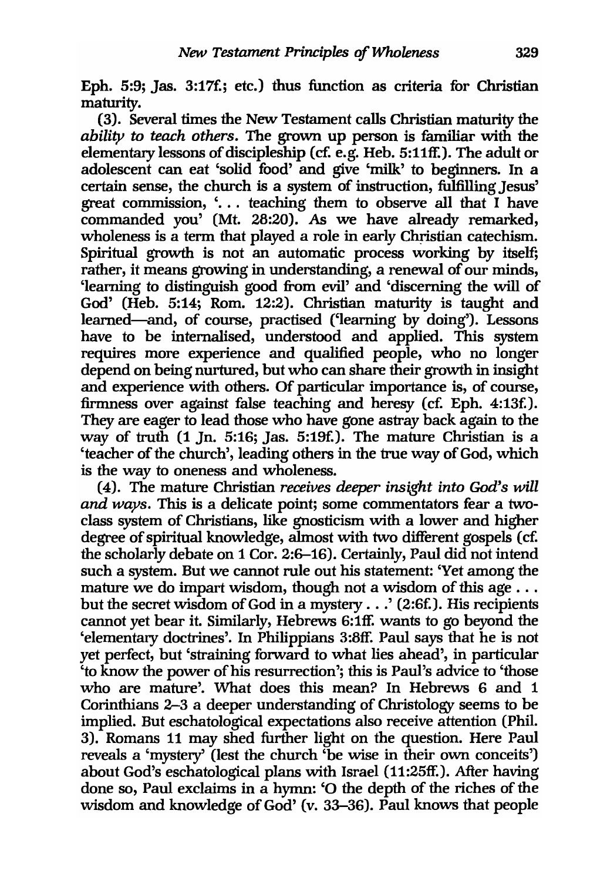Eph. 5:9; Jas. 3:17f.; etc.) thus function as criteria for Christian maturity.

(3). Several times the New Testament calls Christian maturity the *ability to teach others*. The grown up person is familiar with the elementary lessons of discipleship (cf. e.g. Heb. 5:11ff.). The adult or adolescent can eat 'solid food' and give 'milk' to beginners. In a certain sense, the church is a system of instruction, fulfilling Jesus' great commission, '. . . teaching them to observe all that I have commanded you' (Mt. 28:20). As we have already remarked, wholeness is a term that played a role in early Christian catechism. Spiritual growth is not an automatic process working by itself; rather, it means growing in understanding, a renewal of our minds, 'learning to distinguish good from evil' and 'discerning the will of God' (Heb. 5:14; Rom. 12:2). Christian maturity is taught and learned—and, of course, practised ('learning by doing'). Lessons have to be internalised, understood and applied. This system requires more experience and qualified people, who no longer depend on being nurtured, but who can share their growth in insight and experience with others. Of particular importance is, of course, firmness over against false teaching and heresy (cf. Eph. 4:13f.). They are eager to lead those who have gone astray back again to the way of truth (1 Jn. 5:16; Jas. 5:19f.). The mature Christian is a 'teacher of the church', leading others in the true way of God, which is the way to oneness and wholeness.

(4). The mature Christian *receives deeper insight into God's will and ways*. This is a delicate point; some commentators fear a two-class system of Christians, like gnosticism with a lower and higher degree of spiritual knowledge, almost with two different gospels (cf. the scholarly debate on 1 Cor. 2:6–16). Certainly, Paul did not intend such a system. But we cannot rule out his statement: 'Yet among the mature we do impart wisdom, though not a wisdom of this age . . . but the secret wisdom of God in a mystery . . .' (2:6f.). His recipients cannot yet bear it. Similarly, Hebrews 6:1ff. wants to go beyond the 'elementary doctrines'. In Philippians 3:8ff. Paul says that he is not yet perfect, but 'straining forward to what lies ahead', in particular 'to know the power of his resurrection'; this is Paul's advice to 'those who are mature'. What does this mean? In Hebrews 6 and 1 Corinthians 2–3 a deeper understanding of Christology seems to be implied. But eschatological expectations also receive attention (Phil. 3). Romans 11 may shed further light on the question. Here Paul reveals a 'mystery' (lest the church 'be wise in their own conceits') about God's eschatological plans with Israel (11:25ff.). After having done so, Paul exclaims in a hymn: 'O the depth of the riches of the wisdom and knowledge of God' (v. 33–36). Paul knows that people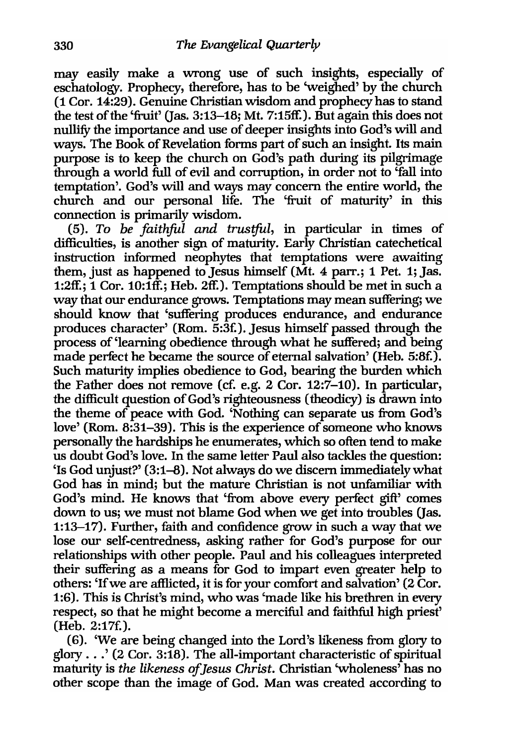may easily make a wrong use of such insights, especially of eschatology. Prophecy, therefore, has to be 'weighed' by the church (1 Cor. 14:29). Genuine Christian wisdom and prophecy has to stand the test of the 'fruit' (Jas. 3:13–18; Mt. 7:15ff.). But again this does not nullify the importance and use of deeper insights into God's will and ways. The Book of Revelation forms part of such an insight. Its main purpose is to keep the church on God's path during its pilgrimage through a world full of evil and corruption, in order not to 'fall into temptation'. God's will and ways may concern the entire world, the church and our personal life. The 'fruit of maturity' in this connection is primarily wisdom.

(5). *To be faithful and trustful*, in particular in times of difficulties, is another sign of maturity. Early Christian catechetical instruction informed neophytes that temptations were awaiting them, just as happened to Jesus himself (Mt. 4 parr.; 1 Pet. 1; Jas. 1:2ff.; 1 Cor. 10:1ff.; Heb. 2ff.). Temptations should be met in such a way that our endurance grows. Temptations may mean suffering; we should know that 'suffering produces endurance, and endurance produces character' (Rom. 5:3f.). Jesus himself passed through the process of 'learning obedience through what he suffered; and being made perfect he became the source of eternal salvation' (Heb. 5:8f.). Such maturity implies obedience to God, bearing the burden which the Father does not remove (cf. e.g. 2 Cor. 12:7–10). In particular, the difficult question of God's righteousness (theodicy) is drawn into the theme of peace with God. 'Nothing can separate us from God's love' (Rom. 8:31–39). This is the experience of someone who knows personally the hardships he enumerates, which so often tend to make us doubt God's love. In the same letter Paul also tackles the question: 'Is God unjust?' (3:1–8). Not always do we discern immediately what God has in mind; but the mature Christian is not unfamiliar with God's mind. He knows that 'from above every perfect gift' comes down to us; we must not blame God when we get into troubles (Jas. 1:13–17). Further, faith and confidence grow in such a way that we lose our self-centredness, asking rather for God's purpose for our relationships with other people. Paul and his colleagues interpreted their suffering as a means for God to impart even greater help to others: 'If we are afflicted, it is for your comfort and salvation' (2 Cor. 1:6). This is Christ's mind, who was 'made like his brethren in every respect, so that he might become a merciful and faithful high priest' (Heb. 2:17f.).

(6). 'We are being changed into the Lord's likeness from glory to glory . . .' (2 Cor. 3:18). The all-important characteristic of spiritual maturity is *the likeness of Jesus Christ*. Christian 'wholeness' has no other scope than the image of God. Man was created according to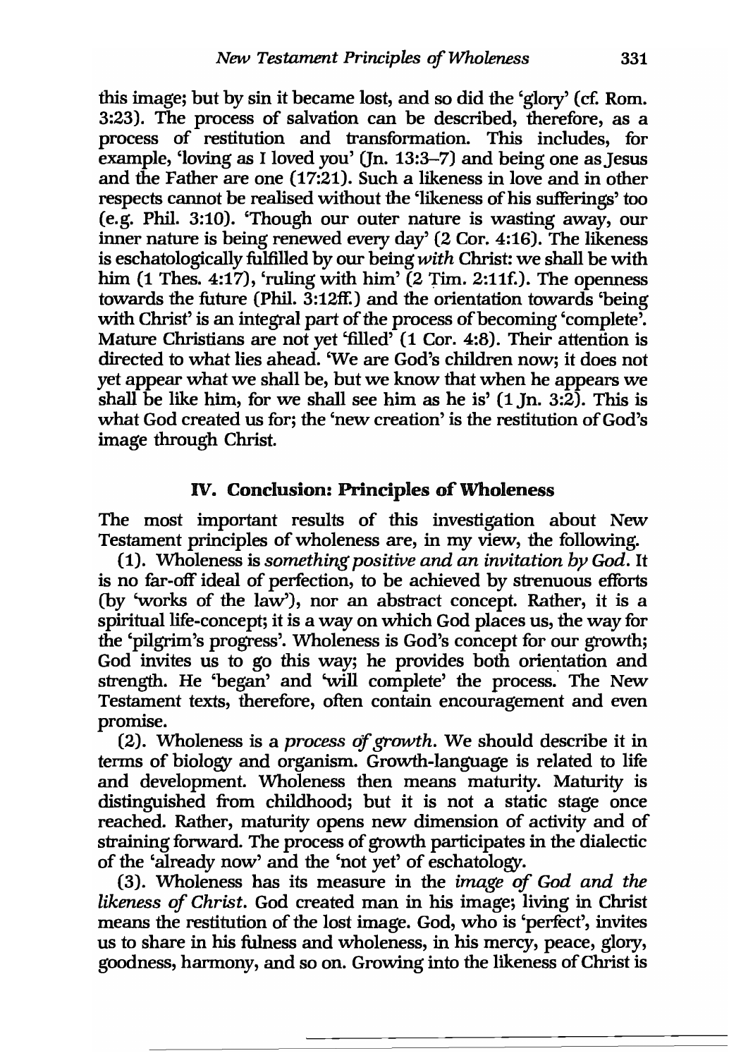this image; but by sin it became lost, and so did the 'glory' (cf. Rom. 3:23). The process of salvation can be described, therefore, as a process of restitution and transformation. This includes, for example, 'loving as I loved you' (Jn. 13:3–7) and being one as Jesus and the Father are one (17:21). Such a likeness in love and in other respects cannot be realised without the 'likeness of his sufferings' too (e.g. Phil. 3:10). 'Though our outer nature is wasting away, our inner nature is being renewed every day' (2 Cor. 4:16). The likeness is eschatologically fulfilled by our being *with* Christ: we shall be with him (1 Thes. 4:17), 'ruling with him' (2 Tim. 2:11f.). The openness towards the future (Phil. 3:12ff.) and the orientation towards 'being with Christ' is an integral part of the process of becoming 'complete'. Mature Christians are not yet 'filled' (1 Cor. 4:8). Their attention is directed to what lies ahead. 'We are God's children now; it does not yet appear what we shall be, but we know that when he appears we shall be like him, for we shall see him as he is' (1 Jn. 3:2). This is what God created us for; the 'new creation' is the restitution of God's image through Christ.

## IV. Conclusion: Principles of Wholeness

The most important results of this investigation about New Testament principles of wholeness are, in my view, the following.

(1). Wholeness is *something positive and an invitation by God*. It is no far-off ideal of perfection, to be achieved by strenuous efforts (by 'works of the law'), nor an abstract concept. Rather, it is a spiritual life-concept; it is a way on which God places us, the way for the 'pilgrim's progress'. Wholeness is God's concept for our growth; God invites us to go this way; he provides both orientation and strength. He 'began' and 'will complete' the process. The New Testament texts, therefore, often contain encouragement and even promise.

(2). Wholeness is a *process of growth*. We should describe it in terms of biology and organism. Growth-language is related to life and development. Wholeness then means maturity. Maturity is distinguished from childhood; but it is not a static stage once reached. Rather, maturity opens new dimension of activity and of straining forward. The process of growth participates in the dialectic of the 'already now' and the 'not yet' of eschatology.

(3). Wholeness has its measure in the *image of God and the likeness of Christ*. God created man in his image; living in Christ means the restitution of the lost image. God, who is 'perfect', invites us to share in his fulness and wholeness, in his mercy, peace, glory, goodness, harmony, and so on. Growing into the likeness of Christ is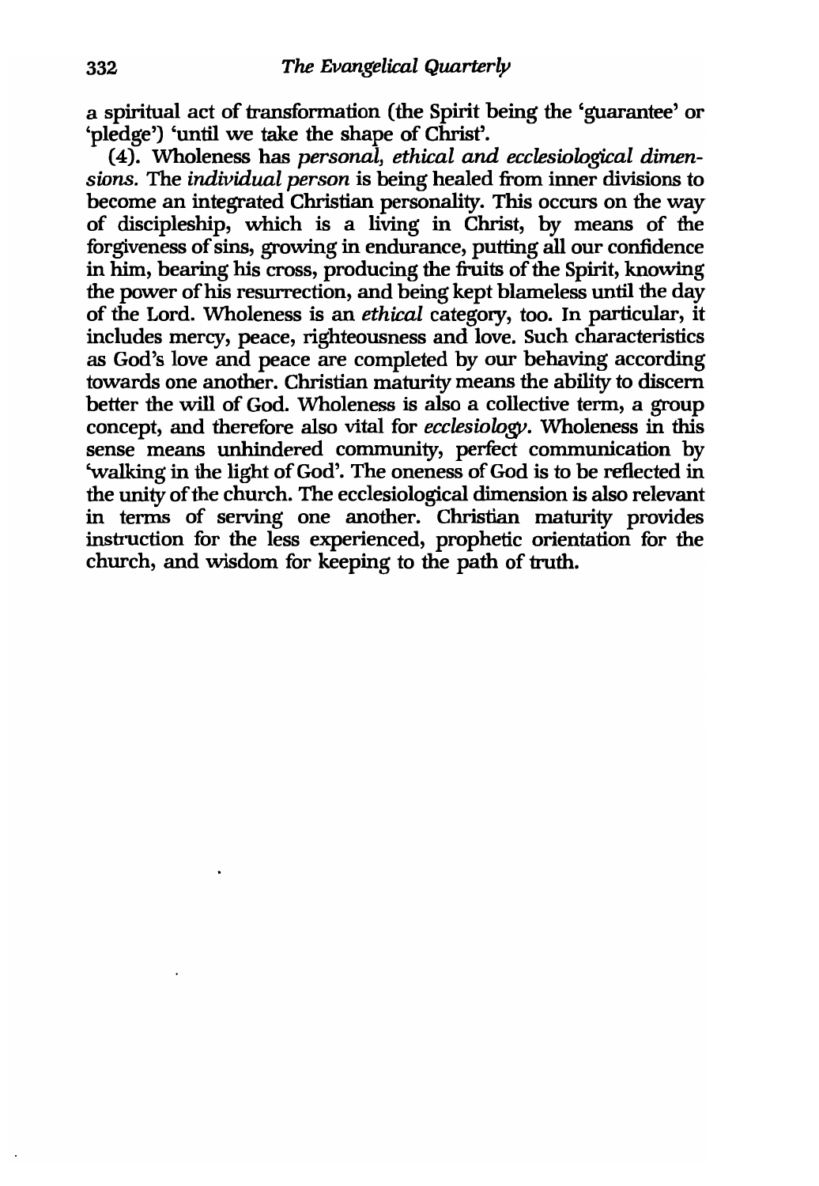a spiritual act of transformation (the Spirit being the 'guarantee' or 'pledge') 'until we take the shape of Christ'.

(4). Wholeness has *personal, ethical and ecclesiological dimensions*. The *individual person* is being healed from inner divisions to become an integrated Christian personality. This occurs on the way of discipleship, which is a living in Christ, by means of the forgiveness of sins, growing in endurance, putting all our confidence in him, bearing his cross, producing the fruits of the Spirit, knowing the power of his resurrection, and being kept blameless until the day of the Lord. Wholeness is an *ethical* category, too. In particular, it includes mercy, peace, righteousness and love. Such characteristics as God's love and peace are completed by our behaving according towards one another. Christian maturity means the ability to discern better the will of God. Wholeness is also a collective term, a group concept, and therefore also vital for *ecclesiology*. Wholeness in this sense means unhindered community, perfect communication by 'walking in the light of God'. The oneness of God is to be reflected in the unity of the church. The ecclesiological dimension is also relevant in terms of serving one another. Christian maturity provides instruction for the less experienced, prophetic orientation for the church, and wisdom for keeping to the path of truth.